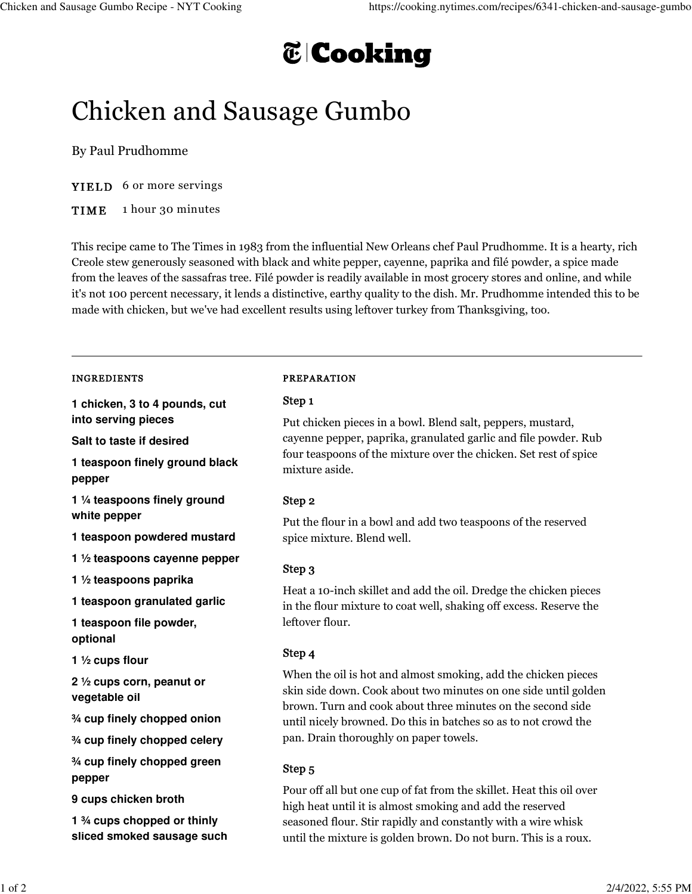# Chicken and Sausage Gumbo

By Paul Prudhomme

**YIELD** 6 or more servings

**TIME** 1 hour 30 minutes

This recipe came to The Times in 1983 from the influential New Orleans chef Paul Prudhomme. It is a hearty, rich Creole stew generously seasoned with black and white pepper, cayenne, paprika and filé powder, a spice made from the leaves of the sassafras tree. Filé powder is readily available in most grocery stores and online, and while it's not 100 percent necessary, it lends a distinctive, earthy quality to the dish. Mr. Prudhomme intended this to be made with chicken, but we've had excellent results using leftover turkey from Thanksgiving, too.

---

## INGREDIENTS

- **1 chicken, 3 to 4 pounds, cut into serving pieces**
- **Salt to taste if desired**
- **1 teaspoon finely ground black pepper**
- **1 ¼ teaspoons finely ground white pepper**
- **1 teaspoon powdered mustard**
- **1 ½ teaspoons cayenne pepper**
- **1 ½ teaspoons paprika**
- **1 teaspoon granulated garlic**
- **1 teaspoon file powder, optional**
- **1 ½ cups flour**
- **2 ½ cups corn, peanut or vegetable oil**
- **¾ cup finely chopped onion**
- **¾ cup finely chopped celery**
- **¾ cup finely chopped green pepper**
- **9 cups chicken broth**
- **1 ¾ cups chopped or thinly sliced smoked sausage such**

## PREPARATION

### Step 1

Put chicken pieces in a bowl. Blend salt, peppers, mustard, cayenne pepper, paprika, granulated garlic and file powder. Rub four teaspoons of the mixture over the chicken. Set rest of spice mixture aside.

### Step 2

Put the flour in a bowl and add two teaspoons of the reserved spice mixture. Blend well.

### Step 3

Heat a 10-inch skillet and add the oil. Dredge the chicken pieces in the flour mixture to coat well, shaking off excess. Reserve the leftover flour.

### Step 4

When the oil is hot and almost smoking, add the chicken pieces skin side down. Cook about two minutes on one side until golden brown. Turn and cook about three minutes on the second side until nicely browned. Do this in batches so as to not crowd the pan. Drain thoroughly on paper towels.

### Step 5

Pour off all but one cup of fat from the skillet. Heat this oil over high heat until it is almost smoking and add the reserved seasoned flour. Stir rapidly and constantly with a wire whisk until the mixture is golden brown. Do not burn. This is a roux.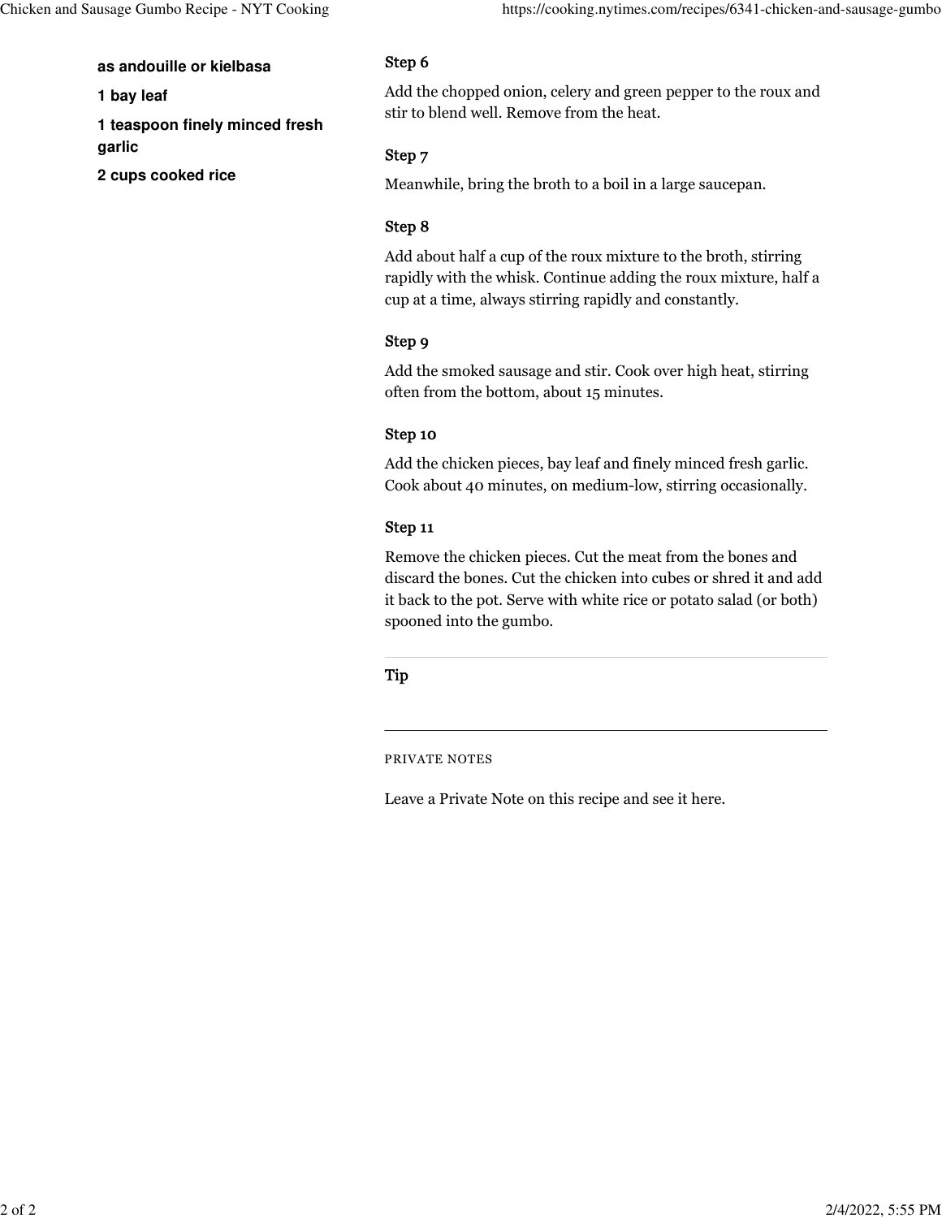**as andouille or kielbasa**

**1 bay leaf**

**1 teaspoon finely minced fresh garlic**

**2 cups cooked rice**

### Step 6

Add the chopped onion, celery and green pepper to the roux and stir to blend well. Remove from the heat.

### Step 7

Meanwhile, bring the broth to a boil in a large saucepan.

### Step 8

Add about half a cup of the roux mixture to the broth, stirring rapidly with the whisk. Continue adding the roux mixture, half a cup at a time, always stirring rapidly and constantly.

### Step 9

Add the smoked sausage and stir. Cook over high heat, stirring often from the bottom, about 15 minutes.

### Step 10

Add the chicken pieces, bay leaf and finely minced fresh garlic. Cook about 40 minutes, on medium-low, stirring occasionally.

### Step 11

Remove the chicken pieces. Cut the meat from the bones and discard the bones. Cut the chicken into cubes or shred it and add it back to the pot. Serve with white rice or potato salad (or both) spooned into the gumbo.

---

### Tip

---

PRIVATE NOTES

Leave a Private Note on this recipe and see it here.